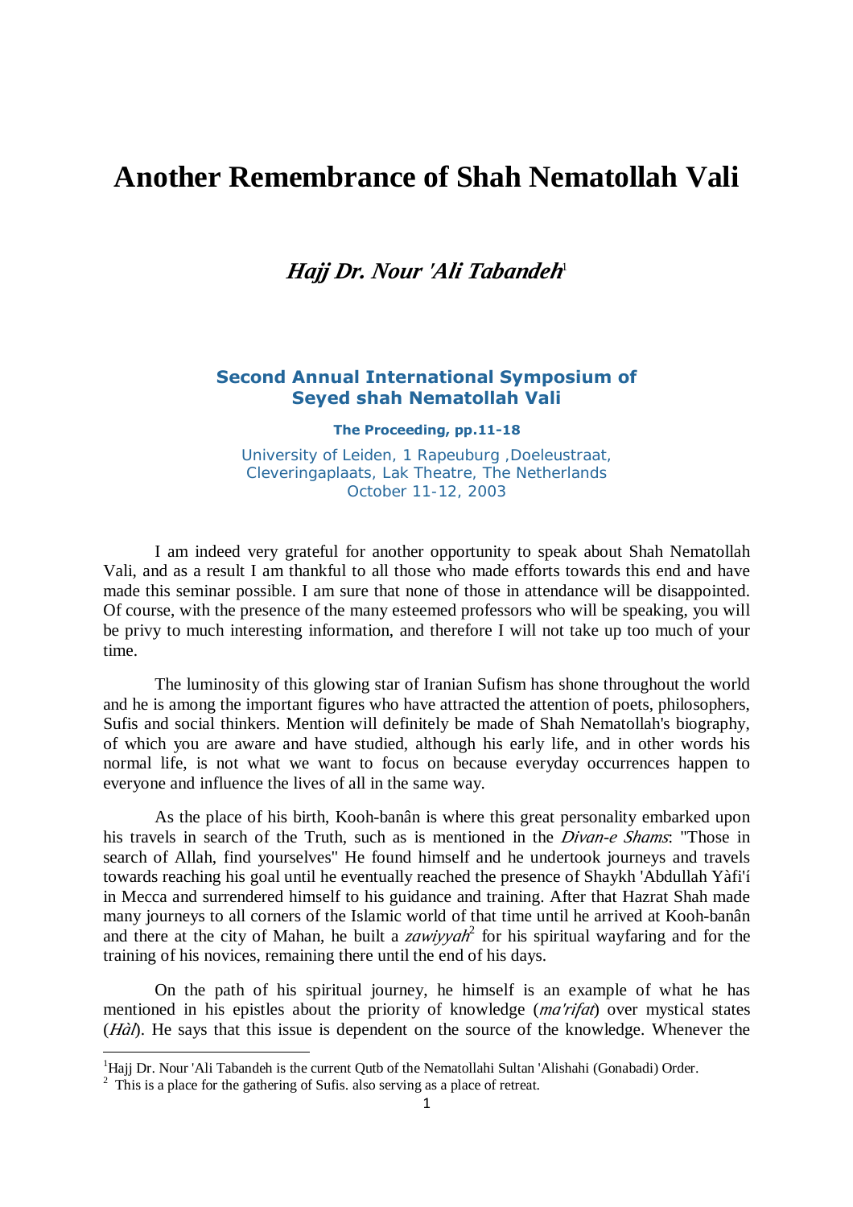# Another Remembrance of Shah Nematollah Vali

### *Hajj Dr. Nour 'Ali Tabandeh*[1]

**Second Annual International Symposium of Seyed shah Nematollah Vali**

**The Proceeding, pp.11-18**

University of Leiden, 1 Rapeuburg ,Doeleustraat, Cleveringaplaats, Lak Theatre, The Netherlands
October 11-12, 2003

I am indeed very grateful for another opportunity to speak about Shah Nematollah Vali, and as a result I am thankful to all those who made efforts towards this end and have made this seminar possible. I am sure that none of those in attendance will be disappointed. Of course, with the presence of the many esteemed professors who will be speaking, you will be privy to much interesting information, and therefore I will not take up too much of your time.

The luminosity of this glowing star of Iranian Sufism has shone throughout the world and he is among the important figures who have attracted the attention of poets, philosophers, Sufis and social thinkers. Mention will definitely be made of Shah Nematollah's biography, of which you are aware and have studied, although his early life, and in other words his normal life, is not what we want to focus on because everyday occurrences happen to everyone and influence the lives of all in the same way.

As the place of his birth, Kooh-banân is where this great personality embarked upon his travels in search of the Truth, such as is mentioned in the *Divan-e Shams*: "Those in search of Allah, find yourselves" He found himself and he undertook journeys and travels towards reaching his goal until he eventually reached the presence of Shaykh 'Abdullah Yàfi'í in Mecca and surrendered himself to his guidance and training. After that Hazrat Shah made many journeys to all corners of the Islamic world of that time until he arrived at Kooh-banân and there at the city of Mahan, he built a *zawiyyah*[2] for his spiritual wayfaring and for the training of his novices, remaining there until the end of his days.

On the path of his spiritual journey, he himself is an example of what he has mentioned in his epistles about the priority of knowledge (*ma'rifat*) over mystical states (*Hàl*). He says that this issue is dependent on the source of the knowledge. Whenever the

---

[1] Hajj Dr. Nour 'Ali Tabandeh is the current Qutb of the Nematollahi Sultan 'Alishahi (Gonabadi) Order.

[2] This is a place for the gathering of Sufis. also serving as a place of retreat.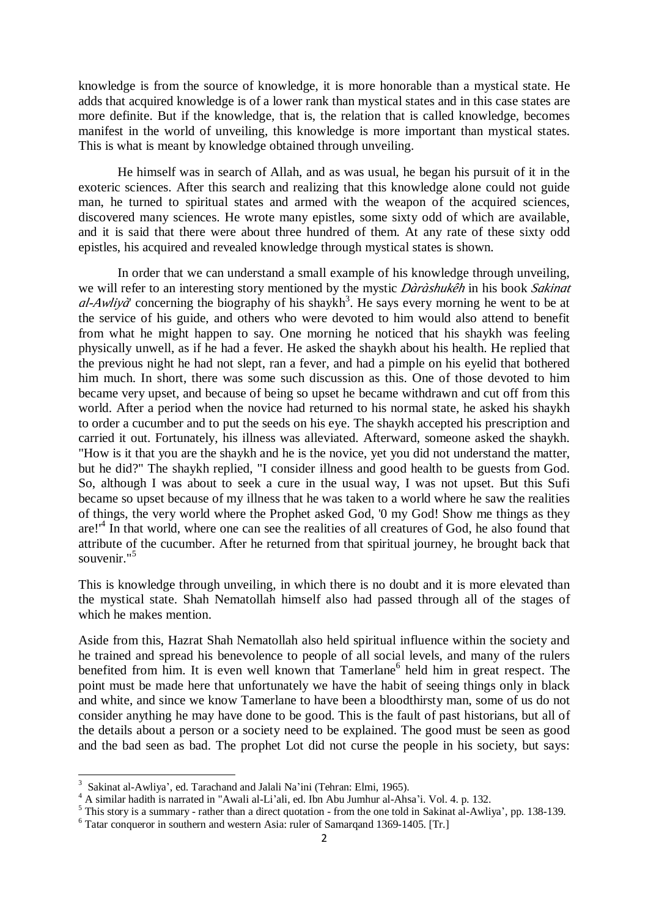knowledge is from the source of knowledge, it is more honorable than a mystical state. He adds that acquired knowledge is of a lower rank than mystical states and in this case states are more definite. But if the knowledge, that is, the relation that is called knowledge, becomes manifest in the world of unveiling, this knowledge is more important than mystical states. This is what is meant by knowledge obtained through unveiling.

He himself was in search of Allah, and as was usual, he began his pursuit of it in the exoteric sciences. After this search and realizing that this knowledge alone could not guide man, he turned to spiritual states and armed with the weapon of the acquired sciences, discovered many sciences. He wrote many epistles, some sixty odd of which are available, and it is said that there were about three hundred of them. At any rate of these sixty odd epistles, his acquired and revealed knowledge through mystical states is shown.

In order that we can understand a small example of his knowledge through unveiling, we will refer to an interesting story mentioned by the mystic *Dàràshukêh* in his book *Sakinat al-Awliyà'* concerning the biography of his shaykh[3]. He says every morning he went to be at the service of his guide, and others who were devoted to him would also attend to benefit from what he might happen to say. One morning he noticed that his shaykh was feeling physically unwell, as if he had a fever. He asked the shaykh about his health. He replied that the previous night he had not slept, ran a fever, and had a pimple on his eyelid that bothered him much. In short, there was some such discussion as this. One of those devoted to him became very upset, and because of being so upset he became withdrawn and cut off from this world. After a period when the novice had returned to his normal state, he asked his shaykh to order a cucumber and to put the seeds on his eye. The shaykh accepted his prescription and carried it out. Fortunately, his illness was alleviated. Afterward, someone asked the shaykh. "How is it that you are the shaykh and he is the novice, yet you did not understand the matter, but he did?" The shaykh replied, "I consider illness and good health to be guests from God. So, although I was about to seek a cure in the usual way, I was not upset. But this Sufi became so upset because of my illness that he was taken to a world where he saw the realities of things, the very world where the Prophet asked God, '0 my God! Show me things as they are!'[4] In that world, where one can see the realities of all creatures of God, he also found that attribute of the cucumber. After he returned from that spiritual journey, he brought back that souvenir."[5]

This is knowledge through unveiling, in which there is no doubt and it is more elevated than the mystical state. Shah Nematollah himself also had passed through all of the stages of which he makes mention.

Aside from this, Hazrat Shah Nematollah also held spiritual influence within the society and he trained and spread his benevolence to people of all social levels, and many of the rulers benefited from him. It is even well known that Tamerlane[6] held him in great respect. The point must be made here that unfortunately we have the habit of seeing things only in black and white, and since we know Tamerlane to have been a bloodthirsty man, some of us do not consider anything he may have done to be good. This is the fault of past historians, but all of the details about a person or a society need to be explained. The good must be seen as good and the bad seen as bad. The prophet Lot did not curse the people in his society, but says:

---

[3] Sakinat al-Awliya', ed. Tarachand and Jalali Na'ini (Tehran: Elmi, 1965).

[4] A similar hadith is narrated in "Awali al-Li'ali, ed. Ibn Abu Jumhur al-Ahsa'i. Vol. 4. p. 132.

[5] This story is a summary - rather than a direct quotation - from the one told in Sakinat al-Awliya', pp. 138-139.

[6] Tatar conqueror in southern and western Asia: ruler of Samarqand 1369-1405. [Tr.]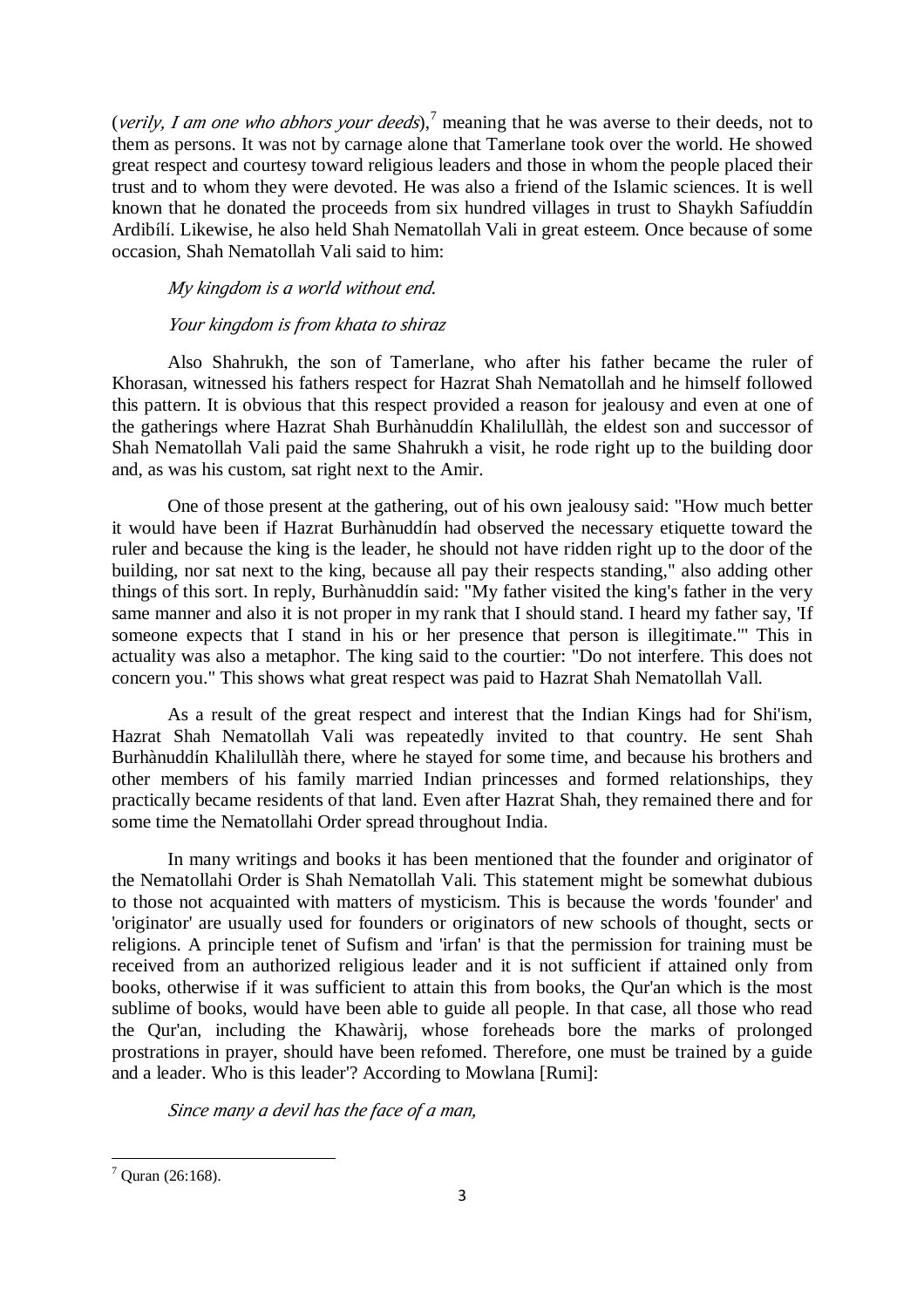(*verily, I am one who abhors your deeds*),[7] meaning that he was averse to their deeds, not to them as persons. It was not by carnage alone that Tamerlane took over the world. He showed great respect and courtesy toward religious leaders and those in whom the people placed their trust and to whom they were devoted. He was also a friend of the Islamic sciences. It is well known that he donated the proceeds from six hundred villages in trust to Shaykh Safíuddín Ardibílí. Likewise, he also held Shah Nematollah Vali in great esteem. Once because of some occasion, Shah Nematollah Vali said to him:

*My kingdom is a world without end.*

*Your kingdom is from khata to shiraz*

Also Shahrukh, the son of Tamerlane, who after his father became the ruler of Khorasan, witnessed his fathers respect for Hazrat Shah Nematollah and he himself followed this pattern. It is obvious that this respect provided a reason for jealousy and even at one of the gatherings where Hazrat Shah Burhànuddín Khalilullàh, the eldest son and successor of Shah Nematollah Vali paid the same Shahrukh a visit, he rode right up to the building door and, as was his custom, sat right next to the Amir.

One of those present at the gathering, out of his own jealousy said: "How much better it would have been if Hazrat Burhànuddín had observed the necessary etiquette toward the ruler and because the king is the leader, he should not have ridden right up to the door of the building, nor sat next to the king, because all pay their respects standing," also adding other things of this sort. In reply, Burhànuddín said: "My father visited the king's father in the very same manner and also it is not proper in my rank that I should stand. I heard my father say, 'If someone expects that I stand in his or her presence that person is illegitimate.'" This in actuality was also a metaphor. The king said to the courtier: "Do not interfere. This does not concern you." This shows what great respect was paid to Hazrat Shah Nematollah Vall.

As a result of the great respect and interest that the Indian Kings had for Shi'ism, Hazrat Shah Nematollah Vali was repeatedly invited to that country. He sent Shah Burhànuddín Khalilullàh there, where he stayed for some time, and because his brothers and other members of his family married Indian princesses and formed relationships, they practically became residents of that land. Even after Hazrat Shah, they remained there and for some time the Nematollahi Order spread throughout India.

In many writings and books it has been mentioned that the founder and originator of the Nematollahi Order is Shah Nematollah Vali. This statement might be somewhat dubious to those not acquainted with matters of mysticism. This is because the words 'founder' and 'originator' are usually used for founders or originators of new schools of thought, sects or religions. A principle tenet of Sufism and 'irfan' is that the permission for training must be received from an authorized religious leader and it is not sufficient if attained only from books, otherwise if it was sufficient to attain this from books, the Qur'an which is the most sublime of books, would have been able to guide all people. In that case, all those who read the Qur'an, including the Khawàrij, whose foreheads bore the marks of prolonged prostrations in prayer, should have been refomed. Therefore, one must be trained by a guide and a leader. Who is this leader'? According to Mowlana [Rumi]:

*Since many a devil has the face of a man,*

[7] Quran (26:168).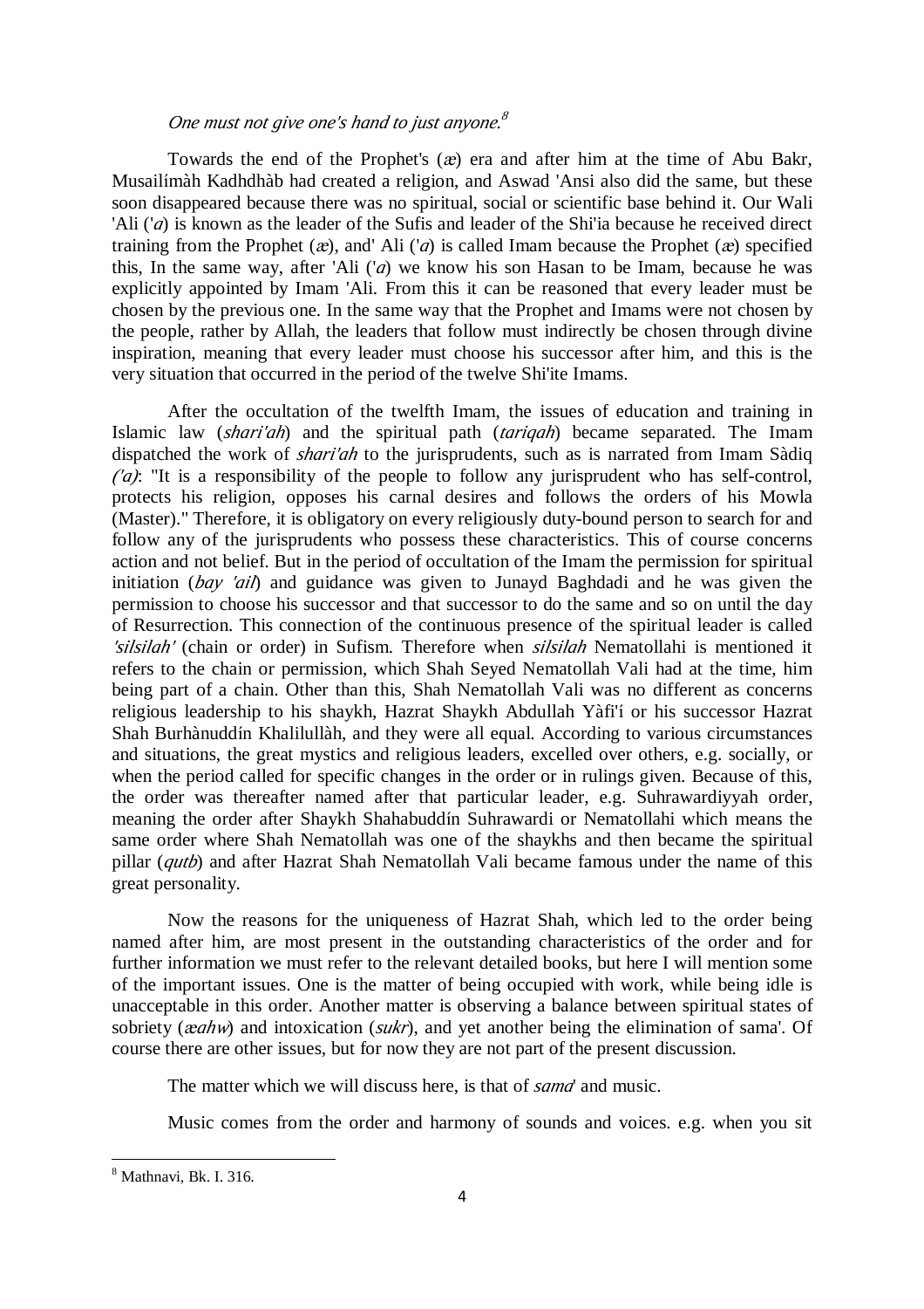*One must not give one's hand to just anyone.*[8]

Towards the end of the Prophet's (*æ*) era and after him at the time of Abu Bakr, Musailímàh Kadhdhàb had created a religion, and Aswad 'Ansi also did the same, but these soon disappeared because there was no spiritual, social or scientific base behind it. Our Wali 'Ali ('*a*) is known as the leader of the Sufis and leader of the Shi'ia because he received direct training from the Prophet (*æ*), and' Ali ('*a*) is called Imam because the Prophet (*æ*) specified this, In the same way, after 'Ali ('*a*) we know his son Hasan to be Imam, because he was explicitly appointed by Imam 'Ali. From this it can be reasoned that every leader must be chosen by the previous one. In the same way that the Prophet and Imams were not chosen by the people, rather by Allah, the leaders that follow must indirectly be chosen through divine inspiration, meaning that every leader must choose his successor after him, and this is the very situation that occurred in the period of the twelve Shi'ite Imams.

After the occultation of the twelfth Imam, the issues of education and training in Islamic law (*shari'ah*) and the spiritual path (*tariqah*) became separated. The Imam dispatched the work of *shari'ah* to the jurisprudents, such as is narrated from Imam Sàdiq *('a)*: "It is a responsibility of the people to follow any jurisprudent who has self-control, protects his religion, opposes his carnal desires and follows the orders of his Mowla (Master)." Therefore, it is obligatory on every religiously duty-bound person to search for and follow any of the jurisprudents who possess these characteristics. This of course concerns action and not belief. But in the period of occultation of the Imam the permission for spiritual initiation (*bay 'ail*) and guidance was given to Junayd Baghdadi and he was given the permission to choose his successor and that successor to do the same and so on until the day of Resurrection. This connection of the continuous presence of the spiritual leader is called *'silsilah'* (chain or order) in Sufism. Therefore when *silsilah* Nematollahi is mentioned it refers to the chain or permission, which Shah Seyed Nematollah Vali had at the time, him being part of a chain. Other than this, Shah Nematollah Vali was no different as concerns religious leadership to his shaykh, Hazrat Shaykh Abdullah Yàfi'í or his successor Hazrat Shah Burhànuddín Khalilullàh, and they were all equal. According to various circumstances and situations, the great mystics and religious leaders, excelled over others, e.g. socially, or when the period called for specific changes in the order or in rulings given. Because of this, the order was thereafter named after that particular leader, e.g. Suhrawardiyyah order, meaning the order after Shaykh Shahabuddín Suhrawardi or Nematollahi which means the same order where Shah Nematollah was one of the shaykhs and then became the spiritual pillar (*qutb*) and after Hazrat Shah Nematollah Vali became famous under the name of this great personality.

Now the reasons for the uniqueness of Hazrat Shah, which led to the order being named after him, are most present in the outstanding characteristics of the order and for further information we must refer to the relevant detailed books, but here I will mention some of the important issues. One is the matter of being occupied with work, while being idle is unacceptable in this order. Another matter is observing a balance between spiritual states of sobriety (*æahw*) and intoxication (*sukr*), and yet another being the elimination of sama'. Of course there are other issues, but for now they are not part of the present discussion.

The matter which we will discuss here, is that of *sama*' and music.

Music comes from the order and harmony of sounds and voices. e.g. when you sit

[8] Mathnavi, Bk. I. 316.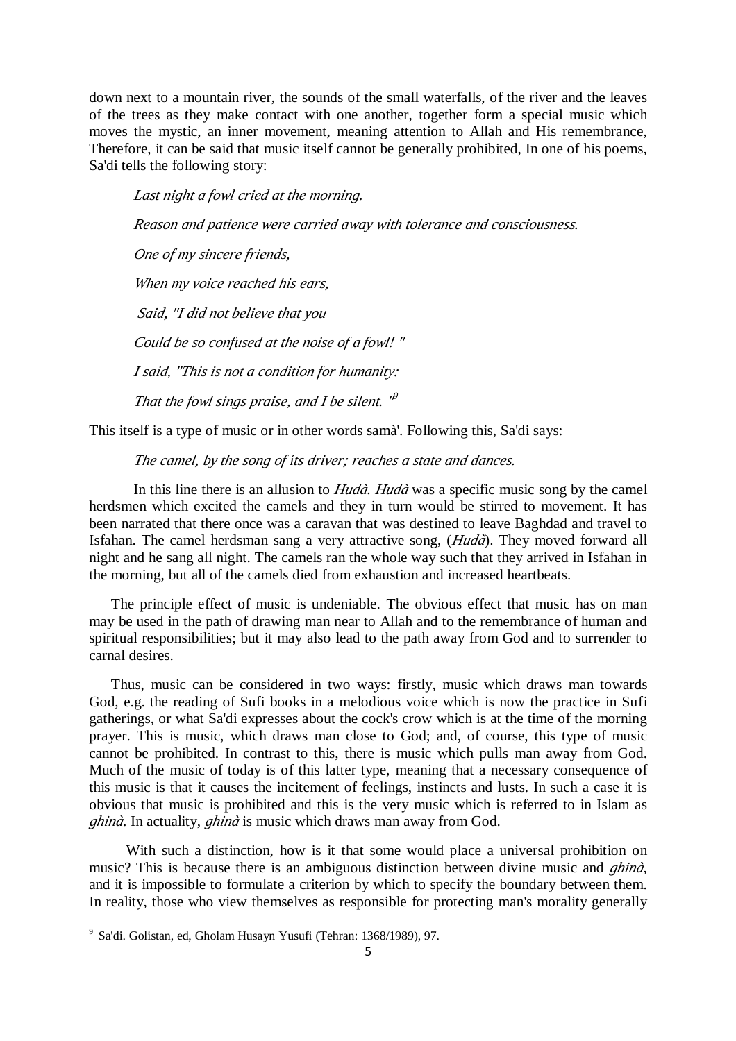down next to a mountain river, the sounds of the small waterfalls, of the river and the leaves of the trees as they make contact with one another, together form a special music which moves the mystic, an inner movement, meaning attention to Allah and His remembrance, Therefore, it can be said that music itself cannot be generally prohibited, In one of his poems, Sa'di tells the following story:

*Last night a fowl cried at the morning.*

*Reason and patience were carried away with tolerance and consciousness.*

*One of my sincere friends,*

*When my voice reached his ears,*

*Said, "I did not believe that you*

*Could be so confused at the noise of a fowl! "*

*I said, "This is not a condition for humanity:*

*That the fowl sings praise, and I be silent. "*[9]

This itself is a type of music or in other words samà'. Following this, Sa'di says:

*The camel, by the song of its driver; reaches a state and dances.*

In this line there is an allusion to *Hudà*. *Hudà* was a specific music song by the camel herdsmen which excited the camels and they in turn would be stirred to movement. It has been narrated that there once was a caravan that was destined to leave Baghdad and travel to Isfahan. The camel herdsman sang a very attractive song, (*Hudà*). They moved forward all night and he sang all night. The camels ran the whole way such that they arrived in Isfahan in the morning, but all of the camels died from exhaustion and increased heartbeats.

The principle effect of music is undeniable. The obvious effect that music has on man may be used in the path of drawing man near to Allah and to the remembrance of human and spiritual responsibilities; but it may also lead to the path away from God and to surrender to carnal desires.

Thus, music can be considered in two ways: firstly, music which draws man towards God, e.g. the reading of Sufi books in a melodious voice which is now the practice in Sufi gatherings, or what Sa'di expresses about the cock's crow which is at the time of the morning prayer. This is music, which draws man close to God; and, of course, this type of music cannot be prohibited. In contrast to this, there is music which pulls man away from God. Much of the music of today is of this latter type, meaning that a necessary consequence of this music is that it causes the incitement of feelings, instincts and lusts. In such a case it is obvious that music is prohibited and this is the very music which is referred to in Islam as *ghinà*. In actuality, *ghinà* is music which draws man away from God.

With such a distinction, how is it that some would place a universal prohibition on music? This is because there is an ambiguous distinction between divine music and *ghinà*, and it is impossible to formulate a criterion by which to specify the boundary between them. In reality, those who view themselves as responsible for protecting man's morality generally

---

[9] Sa'di. Golistan, ed, Gholam Husayn Yusufi (Tehran: 1368/1989), 97.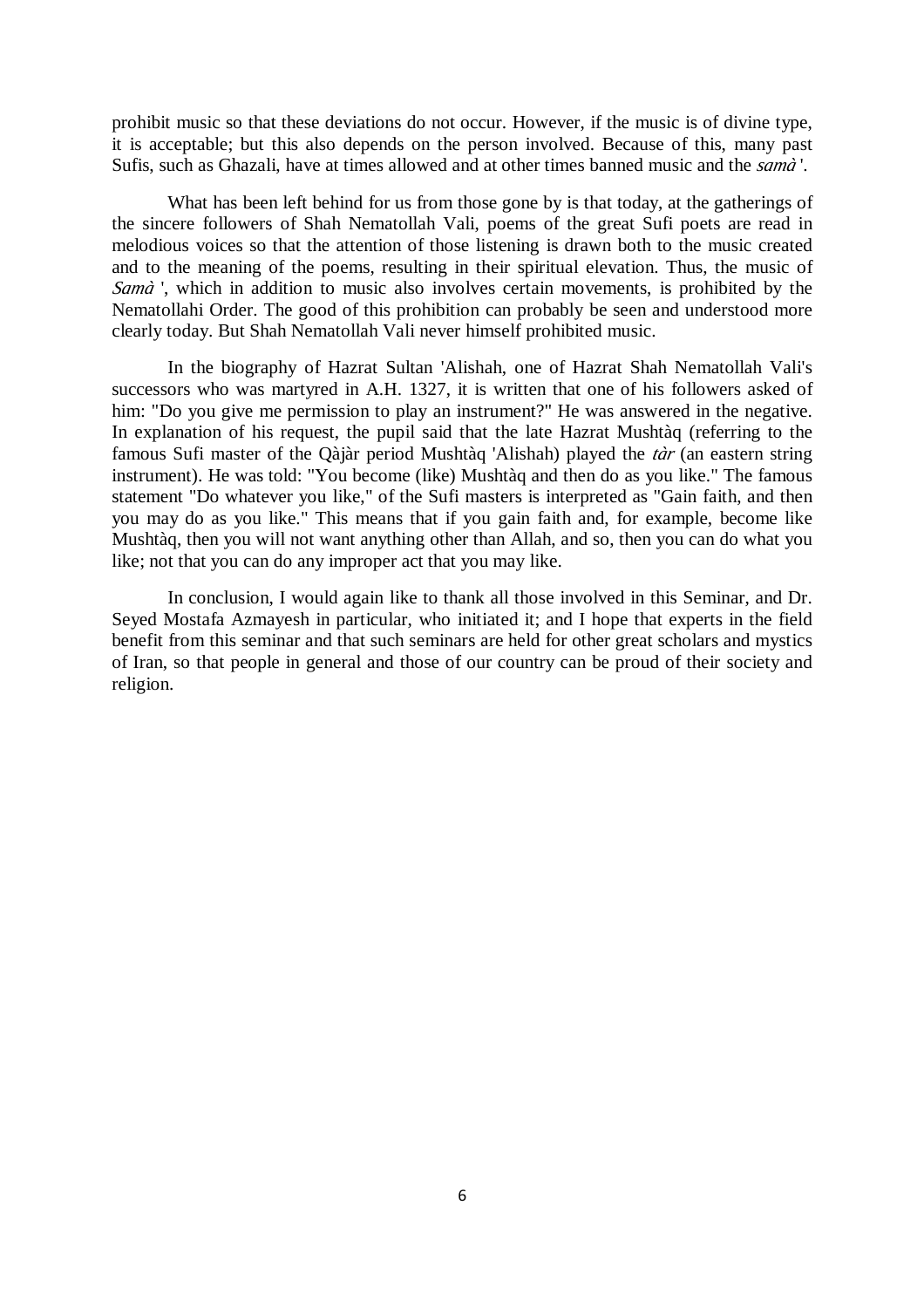prohibit music so that these deviations do not occur. However, if the music is of divine type, it is acceptable; but this also depends on the person involved. Because of this, many past Sufis, such as Ghazali, have at times allowed and at other times banned music and the *samà'*.

What has been left behind for us from those gone by is that today, at the gatherings of the sincere followers of Shah Nematollah Vali, poems of the great Sufi poets are read in melodious voices so that the attention of those listening is drawn both to the music created and to the meaning of the poems, resulting in their spiritual elevation. Thus, the music of *Samà'*, which in addition to music also involves certain movements, is prohibited by the Nematollahi Order. The good of this prohibition can probably be seen and understood more clearly today. But Shah Nematollah Vali never himself prohibited music.

In the biography of Hazrat Sultan 'Alishah, one of Hazrat Shah Nematollah Vali's successors who was martyred in A.H. 1327, it is written that one of his followers asked of him: "Do you give me permission to play an instrument?" He was answered in the negative. In explanation of his request, the pupil said that the late Hazrat Mushtàq (referring to the famous Sufi master of the Qàjàr period Mushtàq 'Alishah) played the *tàr* (an eastern string instrument). He was told: "You become (like) Mushtàq and then do as you like." The famous statement "Do whatever you like," of the Sufi masters is interpreted as "Gain faith, and then you may do as you like." This means that if you gain faith and, for example, become like Mushtàq, then you will not want anything other than Allah, and so, then you can do what you like; not that you can do any improper act that you may like.

In conclusion, I would again like to thank all those involved in this Seminar, and Dr. Seyed Mostafa Azmayesh in particular, who initiated it; and I hope that experts in the field benefit from this seminar and that such seminars are held for other great scholars and mystics of Iran, so that people in general and those of our country can be proud of their society and religion.